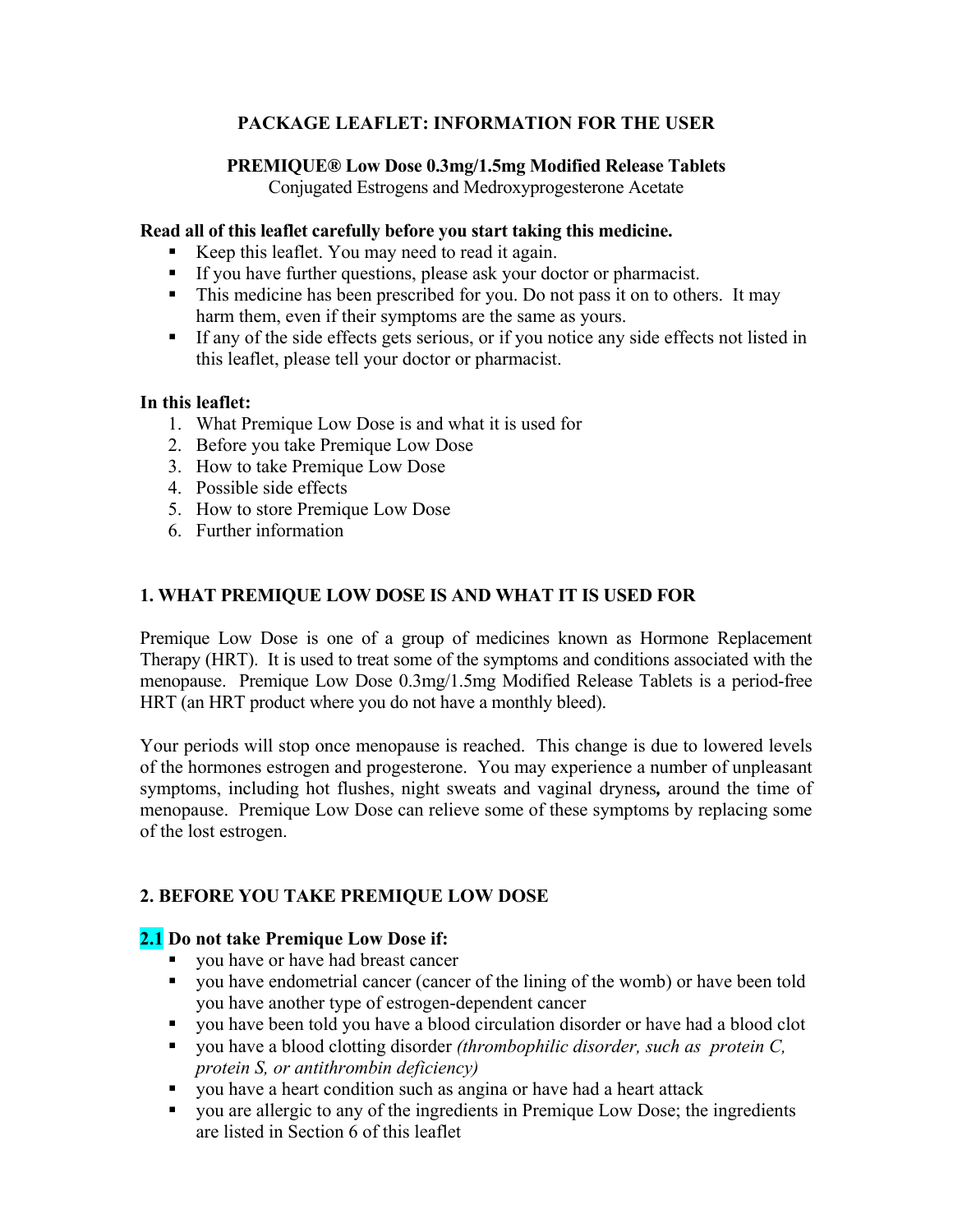# PACKAGE LEAFLET: INFORMATION FOR THE USER

**PREMIQUE® Low Dose 0.3mg/1.5mg Modified Release Tablets**
Conjugated Estrogens and Medroxyprogesterone Acetate

**Read all of this leaflet carefully before you start taking this medicine.**

- Keep this leaflet. You may need to read it again.
- If you have further questions, please ask your doctor or pharmacist.
- This medicine has been prescribed for you. Do not pass it on to others. It may harm them, even if their symptoms are the same as yours.
- If any of the side effects gets serious, or if you notice any side effects not listed in this leaflet, please tell your doctor or pharmacist.

**In this leaflet:**

1. What Premique Low Dose is and what it is used for
2. Before you take Premique Low Dose
3. How to take Premique Low Dose
4. Possible side effects
5. How to store Premique Low Dose
6. Further information

## 1. WHAT PREMIQUE LOW DOSE IS AND WHAT IT IS USED FOR

Premique Low Dose is one of a group of medicines known as Hormone Replacement Therapy (HRT). It is used to treat some of the symptoms and conditions associated with the menopause. Premique Low Dose 0.3mg/1.5mg Modified Release Tablets is a period-free HRT (an HRT product where you do not have a monthly bleed).

Your periods will stop once menopause is reached. This change is due to lowered levels of the hormones estrogen and progesterone. You may experience a number of unpleasant symptoms, including hot flushes, night sweats and vaginal dryness**,** around the time of menopause. Premique Low Dose can relieve some of these symptoms by replacing some of the lost estrogen.

## 2. BEFORE YOU TAKE PREMIQUE LOW DOSE

### 2.1 Do not take Premique Low Dose if:

- you have or have had breast cancer
- you have endometrial cancer (cancer of the lining of the womb) or have been told you have another type of estrogen-dependent cancer
- you have been told you have a blood circulation disorder or have had a blood clot
- you have a blood clotting disorder *(thrombophilic disorder, such as protein C, protein S, or antithrombin deficiency)*
- you have a heart condition such as angina or have had a heart attack
- you are allergic to any of the ingredients in Premique Low Dose; the ingredients are listed in Section 6 of this leaflet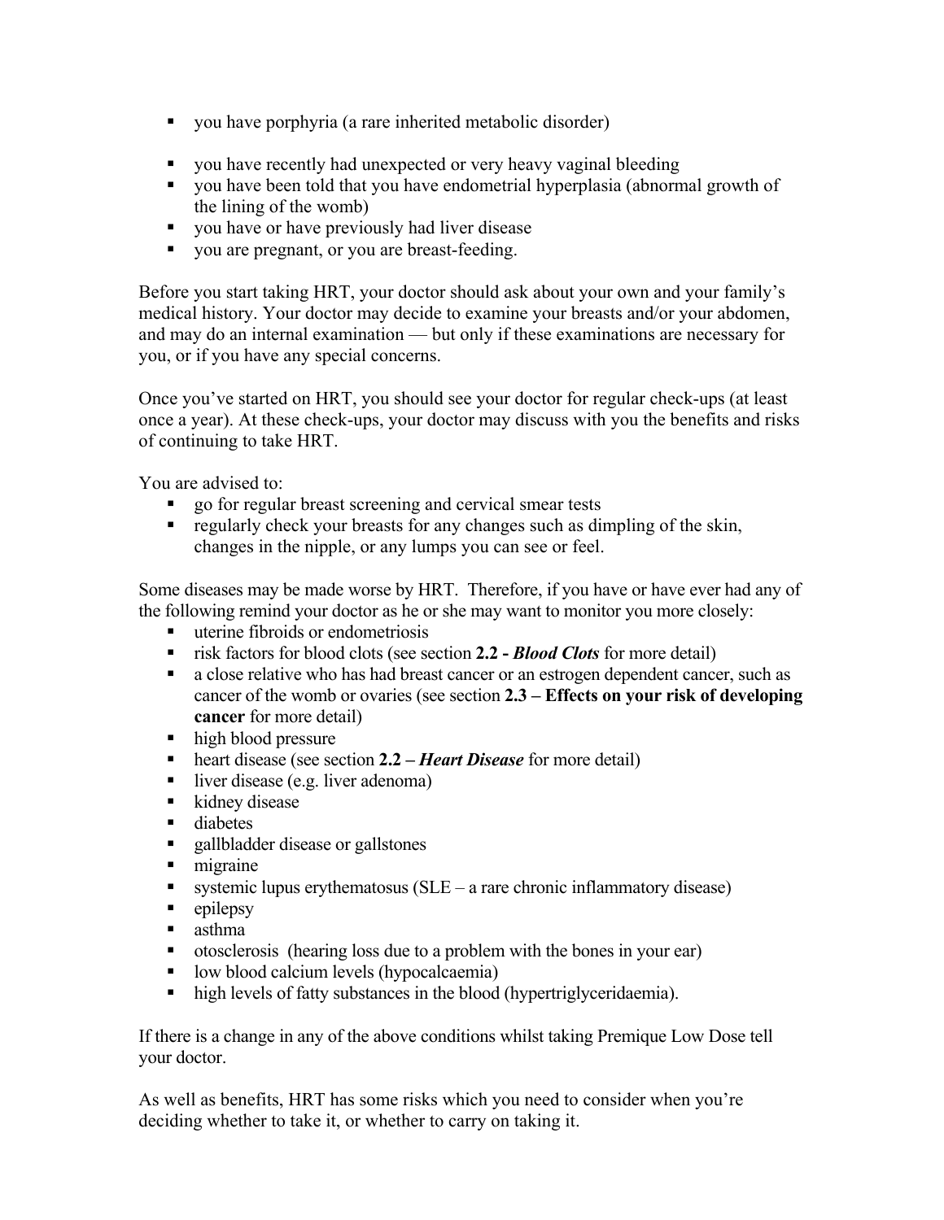- you have porphyria (a rare inherited metabolic disorder)
- you have recently had unexpected or very heavy vaginal bleeding
- you have been told that you have endometrial hyperplasia (abnormal growth of the lining of the womb)
- you have or have previously had liver disease
- you are pregnant, or you are breast-feeding.

Before you start taking HRT, your doctor should ask about your own and your family's medical history. Your doctor may decide to examine your breasts and/or your abdomen, and may do an internal examination — but only if these examinations are necessary for you, or if you have any special concerns.

Once you've started on HRT, you should see your doctor for regular check-ups (at least once a year). At these check-ups, your doctor may discuss with you the benefits and risks of continuing to take HRT.

You are advised to:

- go for regular breast screening and cervical smear tests
- regularly check your breasts for any changes such as dimpling of the skin, changes in the nipple, or any lumps you can see or feel.

Some diseases may be made worse by HRT. Therefore, if you have or have ever had any of the following remind your doctor as he or she may want to monitor you more closely:

- uterine fibroids or endometriosis
- risk factors for blood clots (see section **2.2 - *Blood Clots*** for more detail)
- a close relative who has had breast cancer or an estrogen dependent cancer, such as cancer of the womb or ovaries (see section **2.3 – Effects on your risk of developing cancer** for more detail)
- high blood pressure
- heart disease (see section **2.2 – *Heart Disease*** for more detail)
- liver disease (e.g. liver adenoma)
- kidney disease
- diabetes
- gallbladder disease or gallstones
- migraine
- systemic lupus erythematosus (SLE – a rare chronic inflammatory disease)
- epilepsy
- asthma
- otosclerosis (hearing loss due to a problem with the bones in your ear)
- low blood calcium levels (hypocalcaemia)
- high levels of fatty substances in the blood (hypertriglyceridaemia).

If there is a change in any of the above conditions whilst taking Premique Low Dose tell your doctor.

As well as benefits, HRT has some risks which you need to consider when you're deciding whether to take it, or whether to carry on taking it.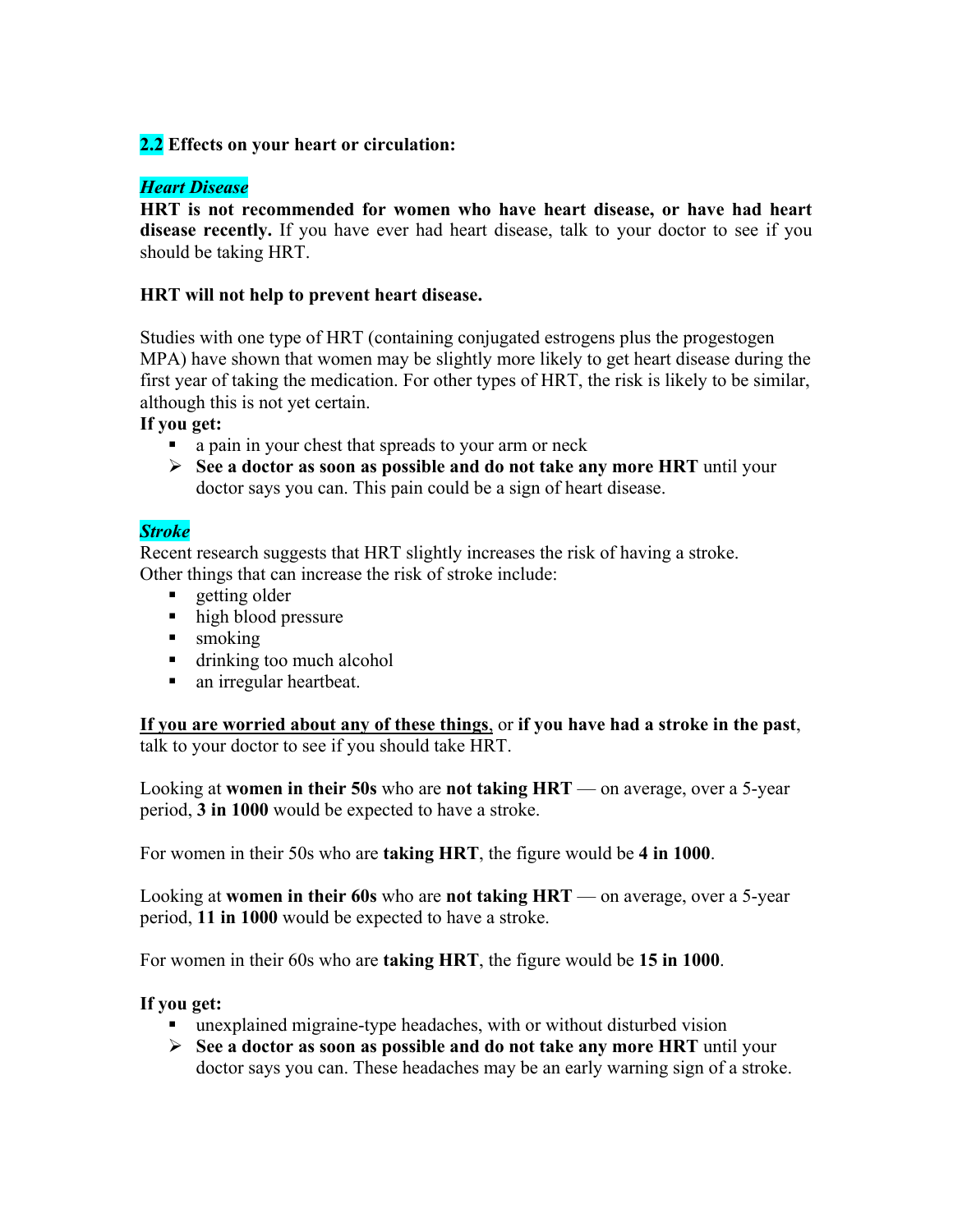## 2.2 Effects on your heart or circulation:

### *Heart Disease*

**HRT is not recommended for women who have heart disease, or have had heart disease recently.** If you have ever had heart disease, talk to your doctor to see if you should be taking HRT.

**HRT will not help to prevent heart disease.**

Studies with one type of HRT (containing conjugated estrogens plus the progestogen MPA) have shown that women may be slightly more likely to get heart disease during the first year of taking the medication. For other types of HRT, the risk is likely to be similar, although this is not yet certain.

**If you get:**

- a pain in your chest that spreads to your arm or neck
  - **See a doctor as soon as possible and do not take any more HRT** until your doctor says you can. This pain could be a sign of heart disease.

### *Stroke*

Recent research suggests that HRT slightly increases the risk of having a stroke.
Other things that can increase the risk of stroke include:

- getting older
- high blood pressure
- smoking
- drinking too much alcohol
- an irregular heartbeat.

**<u>If you are worried about any of these things</u>**, or **if you have had a stroke in the past**, talk to your doctor to see if you should take HRT.

Looking at **women in their 50s** who are **not taking HRT** — on average, over a 5-year period, **3 in 1000** would be expected to have a stroke.

For women in their 50s who are **taking HRT**, the figure would be **4 in 1000**.

Looking at **women in their 60s** who are **not taking HRT** — on average, over a 5-year period, **11 in 1000** would be expected to have a stroke.

For women in their 60s who are **taking HRT**, the figure would be **15 in 1000**.

**If you get:**

- unexplained migraine-type headaches, with or without disturbed vision
  - **See a doctor as soon as possible and do not take any more HRT** until your doctor says you can. These headaches may be an early warning sign of a stroke.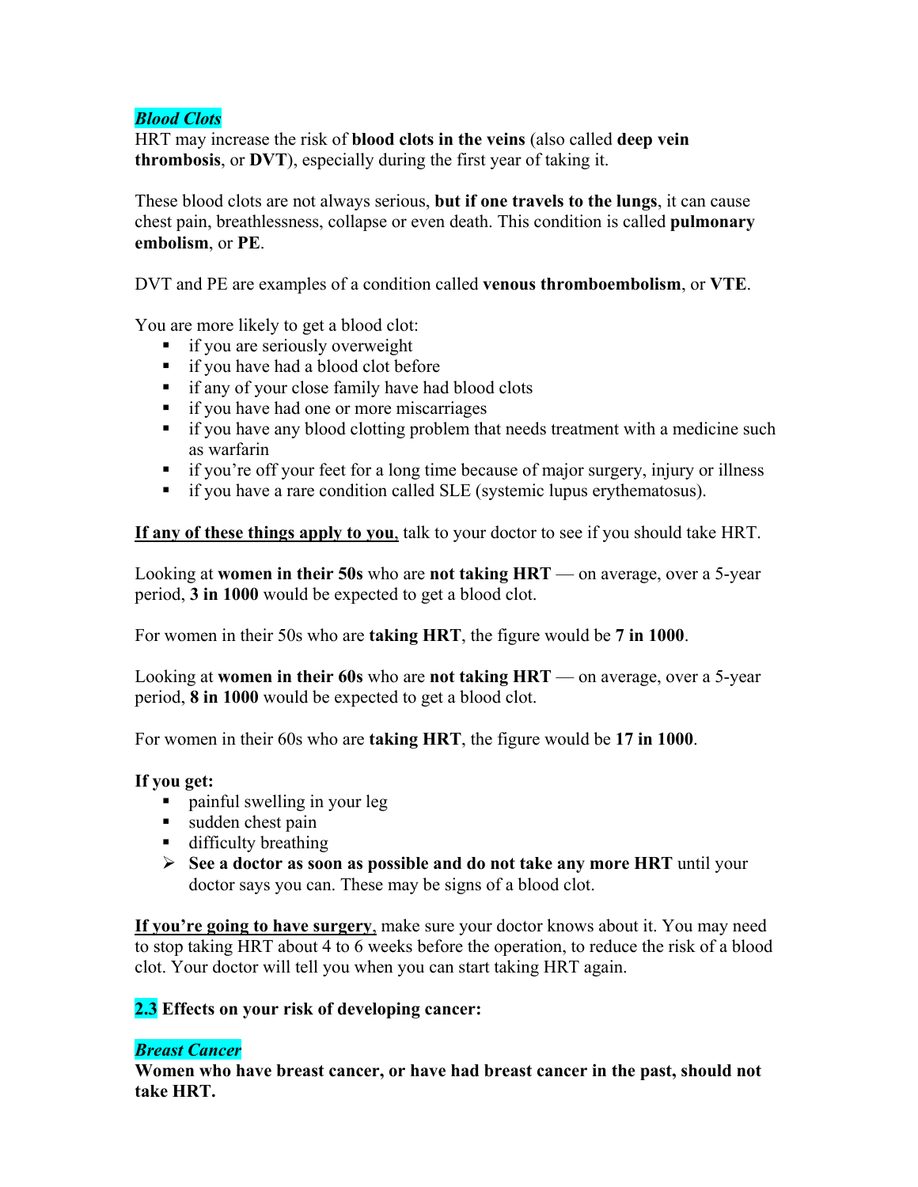***Blood Clots***

HRT may increase the risk of **blood clots in the veins** (also called **deep vein thrombosis**, or **DVT**), especially during the first year of taking it.

These blood clots are not always serious, **but if one travels to the lungs**, it can cause chest pain, breathlessness, collapse or even death. This condition is called **pulmonary embolism**, or **PE**.

DVT and PE are examples of a condition called **venous thromboembolism**, or **VTE**.

You are more likely to get a blood clot:

- if you are seriously overweight
- if you have had a blood clot before
- if any of your close family have had blood clots
- if you have had one or more miscarriages
- if you have any blood clotting problem that needs treatment with a medicine such as warfarin
- if you're off your feet for a long time because of major surgery, injury or illness
- if you have a rare condition called SLE (systemic lupus erythematosus).

**<u>If any of these things apply to you</u>**, talk to your doctor to see if you should take HRT.

Looking at **women in their 50s** who are **not taking HRT** — on average, over a 5-year period, **3 in 1000** would be expected to get a blood clot.

For women in their 50s who are **taking HRT**, the figure would be **7 in 1000**.

Looking at **women in their 60s** who are **not taking HRT** — on average, over a 5-year period, **8 in 1000** would be expected to get a blood clot.

For women in their 60s who are **taking HRT**, the figure would be **17 in 1000**.

**If you get:**

- painful swelling in your leg
- sudden chest pain
- difficulty breathing
- **See a doctor as soon as possible and do not take any more HRT** until your doctor says you can. These may be signs of a blood clot.

**<u>If you're going to have surgery</u>**, make sure your doctor knows about it. You may need to stop taking HRT about 4 to 6 weeks before the operation, to reduce the risk of a blood clot. Your doctor will tell you when you can start taking HRT again.

**2.3 Effects on your risk of developing cancer:**

***Breast Cancer***

**Women who have breast cancer, or have had breast cancer in the past, should not take HRT.**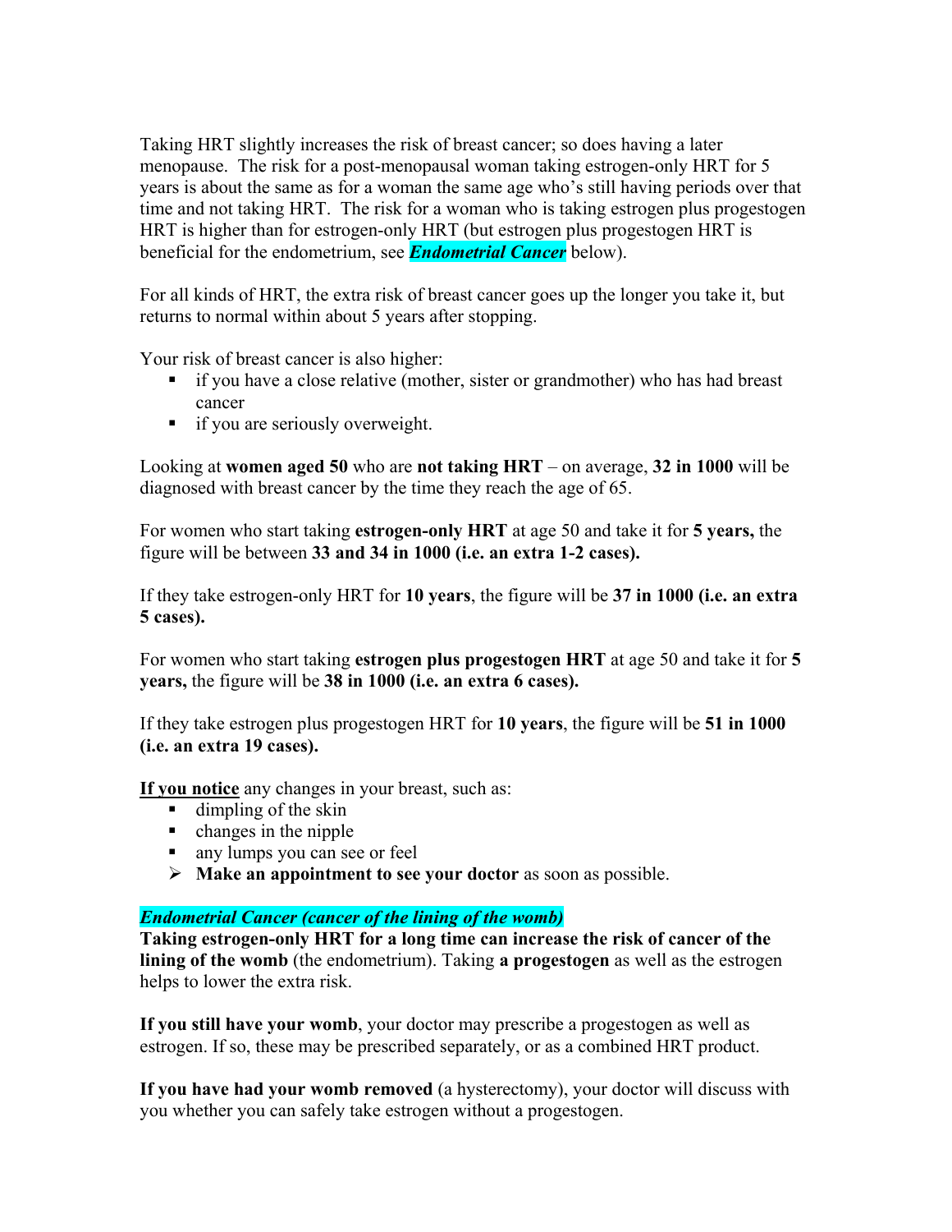Taking HRT slightly increases the risk of breast cancer; so does having a later menopause. The risk for a post-menopausal woman taking estrogen-only HRT for 5 years is about the same as for a woman the same age who's still having periods over that time and not taking HRT. The risk for a woman who is taking estrogen plus progestogen HRT is higher than for estrogen-only HRT (but estrogen plus progestogen HRT is beneficial for the endometrium, see ***Endometrial Cancer*** below).

For all kinds of HRT, the extra risk of breast cancer goes up the longer you take it, but returns to normal within about 5 years after stopping.

Your risk of breast cancer is also higher:

- if you have a close relative (mother, sister or grandmother) who has had breast cancer
- if you are seriously overweight.

Looking at **women aged 50** who are **not taking HRT** – on average, **32 in 1000** will be diagnosed with breast cancer by the time they reach the age of 65.

For women who start taking **estrogen-only HRT** at age 50 and take it for **5 years,** the figure will be between **33 and 34 in 1000 (i.e. an extra 1-2 cases).**

If they take estrogen-only HRT for **10 years**, the figure will be **37 in 1000 (i.e. an extra 5 cases).**

For women who start taking **estrogen plus progestogen HRT** at age 50 and take it for **5 years,** the figure will be **38 in 1000 (i.e. an extra 6 cases).**

If they take estrogen plus progestogen HRT for **10 years**, the figure will be **51 in 1000 (i.e. an extra 19 cases).**

**If you notice** any changes in your breast, such as:

- dimpling of the skin
- changes in the nipple
- any lumps you can see or feel
- **Make an appointment to see your doctor** as soon as possible.

***Endometrial Cancer (cancer of the lining of the womb)***

**Taking estrogen-only HRT for a long time can increase the risk of cancer of the lining of the womb** (the endometrium). Taking **a progestogen** as well as the estrogen helps to lower the extra risk.

**If you still have your womb**, your doctor may prescribe a progestogen as well as estrogen. If so, these may be prescribed separately, or as a combined HRT product.

**If you have had your womb removed** (a hysterectomy), your doctor will discuss with you whether you can safely take estrogen without a progestogen.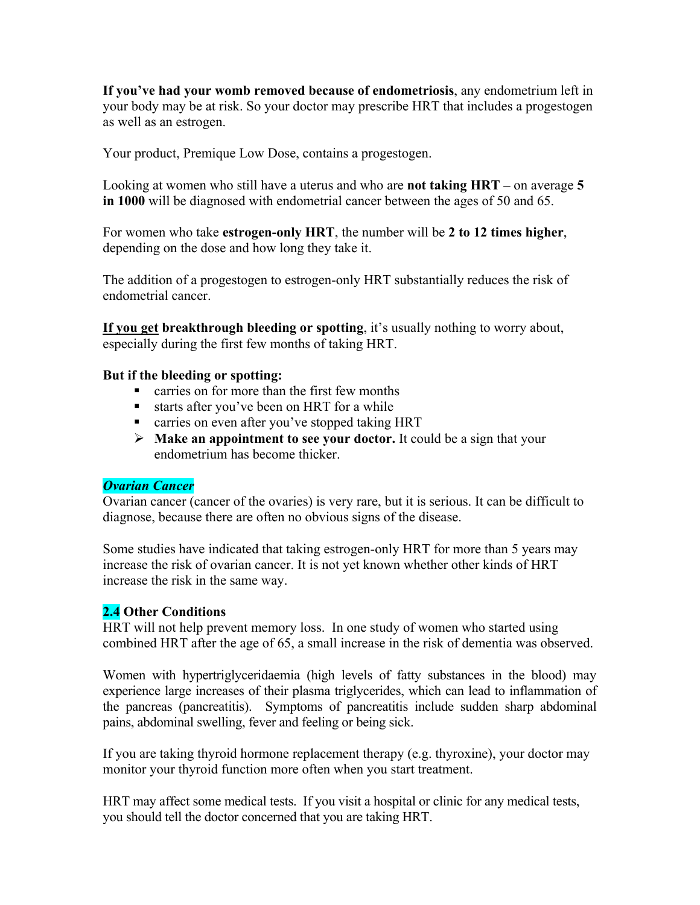**If you've had your womb removed because of endometriosis**, any endometrium left in your body may be at risk. So your doctor may prescribe HRT that includes a progestogen as well as an estrogen.

Your product, Premique Low Dose, contains a progestogen.

Looking at women who still have a uterus and who are **not taking HRT –** on average **5 in 1000** will be diagnosed with endometrial cancer between the ages of 50 and 65.

For women who take **estrogen-only HRT**, the number will be **2 to 12 times higher**, depending on the dose and how long they take it.

The addition of a progestogen to estrogen-only HRT substantially reduces the risk of endometrial cancer.

**If you get breakthrough bleeding or spotting**, it's usually nothing to worry about, especially during the first few months of taking HRT.

**But if the bleeding or spotting:**

- carries on for more than the first few months
- starts after you've been on HRT for a while
- carries on even after you've stopped taking HRT

➢ **Make an appointment to see your doctor.** It could be a sign that your endometrium has become thicker.

***Ovarian Cancer***

Ovarian cancer (cancer of the ovaries) is very rare, but it is serious. It can be difficult to diagnose, because there are often no obvious signs of the disease.

Some studies have indicated that taking estrogen-only HRT for more than 5 years may increase the risk of ovarian cancer. It is not yet known whether other kinds of HRT increase the risk in the same way.

### 2.4 Other Conditions

HRT will not help prevent memory loss. In one study of women who started using combined HRT after the age of 65, a small increase in the risk of dementia was observed.

Women with hypertriglyceridaemia (high levels of fatty substances in the blood) may experience large increases of their plasma triglycerides, which can lead to inflammation of the pancreas (pancreatitis). Symptoms of pancreatitis include sudden sharp abdominal pains, abdominal swelling, fever and feeling or being sick.

If you are taking thyroid hormone replacement therapy (e.g. thyroxine), your doctor may monitor your thyroid function more often when you start treatment.

HRT may affect some medical tests. If you visit a hospital or clinic for any medical tests, you should tell the doctor concerned that you are taking HRT.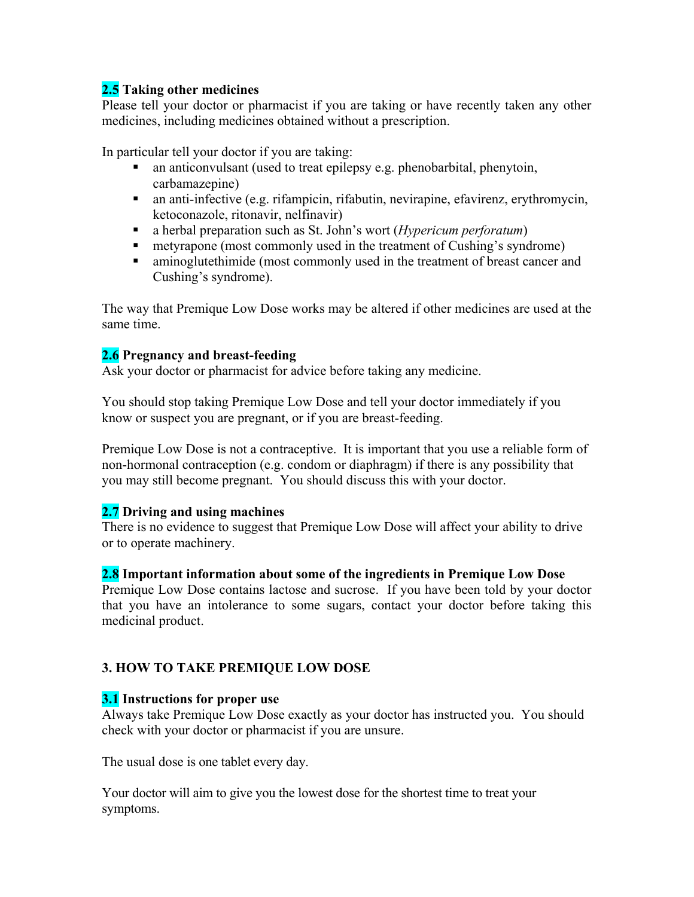### 2.5 Taking other medicines

Please tell your doctor or pharmacist if you are taking or have recently taken any other medicines, including medicines obtained without a prescription.

In particular tell your doctor if you are taking:

- an anticonvulsant (used to treat epilepsy e.g. phenobarbital, phenytoin, carbamazepine)
- an anti-infective (e.g. rifampicin, rifabutin, nevirapine, efavirenz, erythromycin, ketoconazole, ritonavir, nelfinavir)
- a herbal preparation such as St. John's wort (*Hypericum perforatum*)
- metyrapone (most commonly used in the treatment of Cushing's syndrome)
- aminoglutethimide (most commonly used in the treatment of breast cancer and Cushing's syndrome).

The way that Premique Low Dose works may be altered if other medicines are used at the same time.

### 2.6 Pregnancy and breast-feeding

Ask your doctor or pharmacist for advice before taking any medicine.

You should stop taking Premique Low Dose and tell your doctor immediately if you know or suspect you are pregnant, or if you are breast-feeding.

Premique Low Dose is not a contraceptive. It is important that you use a reliable form of non-hormonal contraception (e.g. condom or diaphragm) if there is any possibility that you may still become pregnant. You should discuss this with your doctor.

### 2.7 Driving and using machines

There is no evidence to suggest that Premique Low Dose will affect your ability to drive or to operate machinery.

### 2.8 Important information about some of the ingredients in Premique Low Dose

Premique Low Dose contains lactose and sucrose. If you have been told by your doctor that you have an intolerance to some sugars, contact your doctor before taking this medicinal product.

## 3. HOW TO TAKE PREMIQUE LOW DOSE

### 3.1 Instructions for proper use

Always take Premique Low Dose exactly as your doctor has instructed you. You should check with your doctor or pharmacist if you are unsure.

The usual dose is one tablet every day.

Your doctor will aim to give you the lowest dose for the shortest time to treat your symptoms.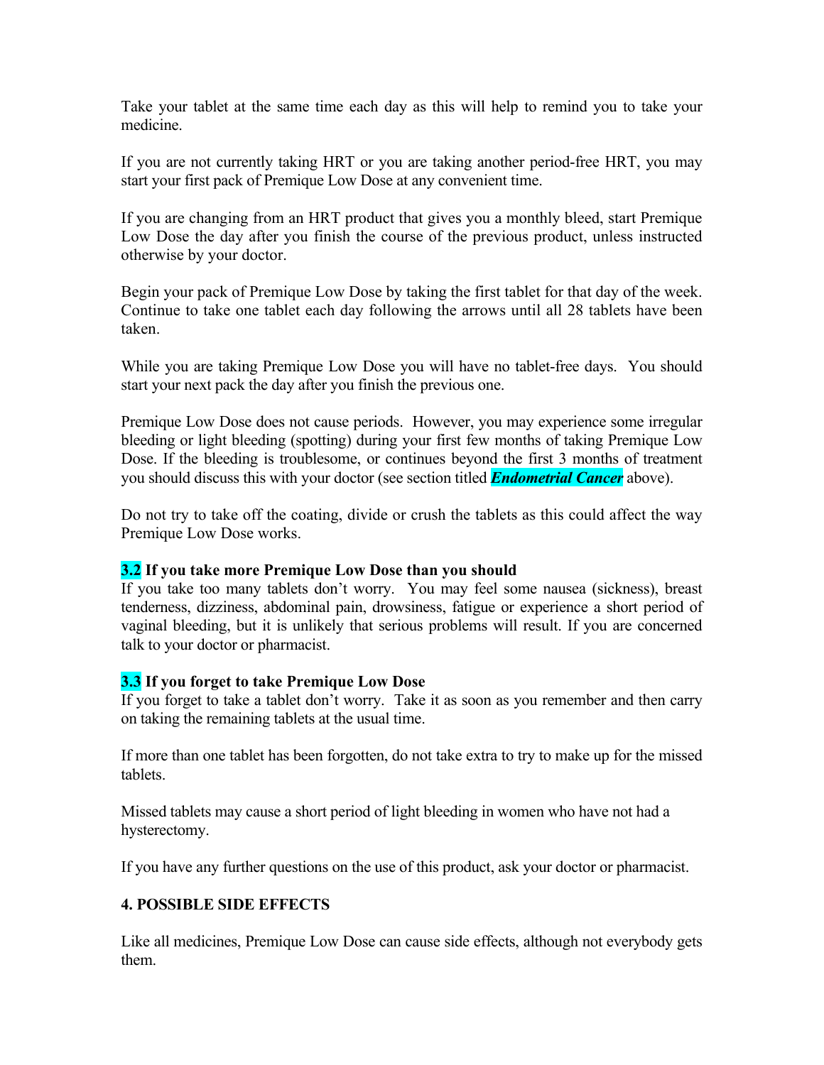Take your tablet at the same time each day as this will help to remind you to take your medicine.

If you are not currently taking HRT or you are taking another period-free HRT, you may start your first pack of Premique Low Dose at any convenient time.

If you are changing from an HRT product that gives you a monthly bleed, start Premique Low Dose the day after you finish the course of the previous product, unless instructed otherwise by your doctor.

Begin your pack of Premique Low Dose by taking the first tablet for that day of the week. Continue to take one tablet each day following the arrows until all 28 tablets have been taken.

While you are taking Premique Low Dose you will have no tablet-free days. You should start your next pack the day after you finish the previous one.

Premique Low Dose does not cause periods. However, you may experience some irregular bleeding or light bleeding (spotting) during your first few months of taking Premique Low Dose. If the bleeding is troublesome, or continues beyond the first 3 months of treatment you should discuss this with your doctor (see section titled ***Endometrial Cancer*** above).

Do not try to take off the coating, divide or crush the tablets as this could affect the way Premique Low Dose works.

**3.2 If you take more Premique Low Dose than you should**

If you take too many tablets don't worry. You may feel some nausea (sickness), breast tenderness, dizziness, abdominal pain, drowsiness, fatigue or experience a short period of vaginal bleeding, but it is unlikely that serious problems will result. If you are concerned talk to your doctor or pharmacist.

**3.3 If you forget to take Premique Low Dose**

If you forget to take a tablet don't worry. Take it as soon as you remember and then carry on taking the remaining tablets at the usual time.

If more than one tablet has been forgotten, do not take extra to try to make up for the missed tablets.

Missed tablets may cause a short period of light bleeding in women who have not had a hysterectomy.

If you have any further questions on the use of this product, ask your doctor or pharmacist.

**4. POSSIBLE SIDE EFFECTS**

Like all medicines, Premique Low Dose can cause side effects, although not everybody gets them.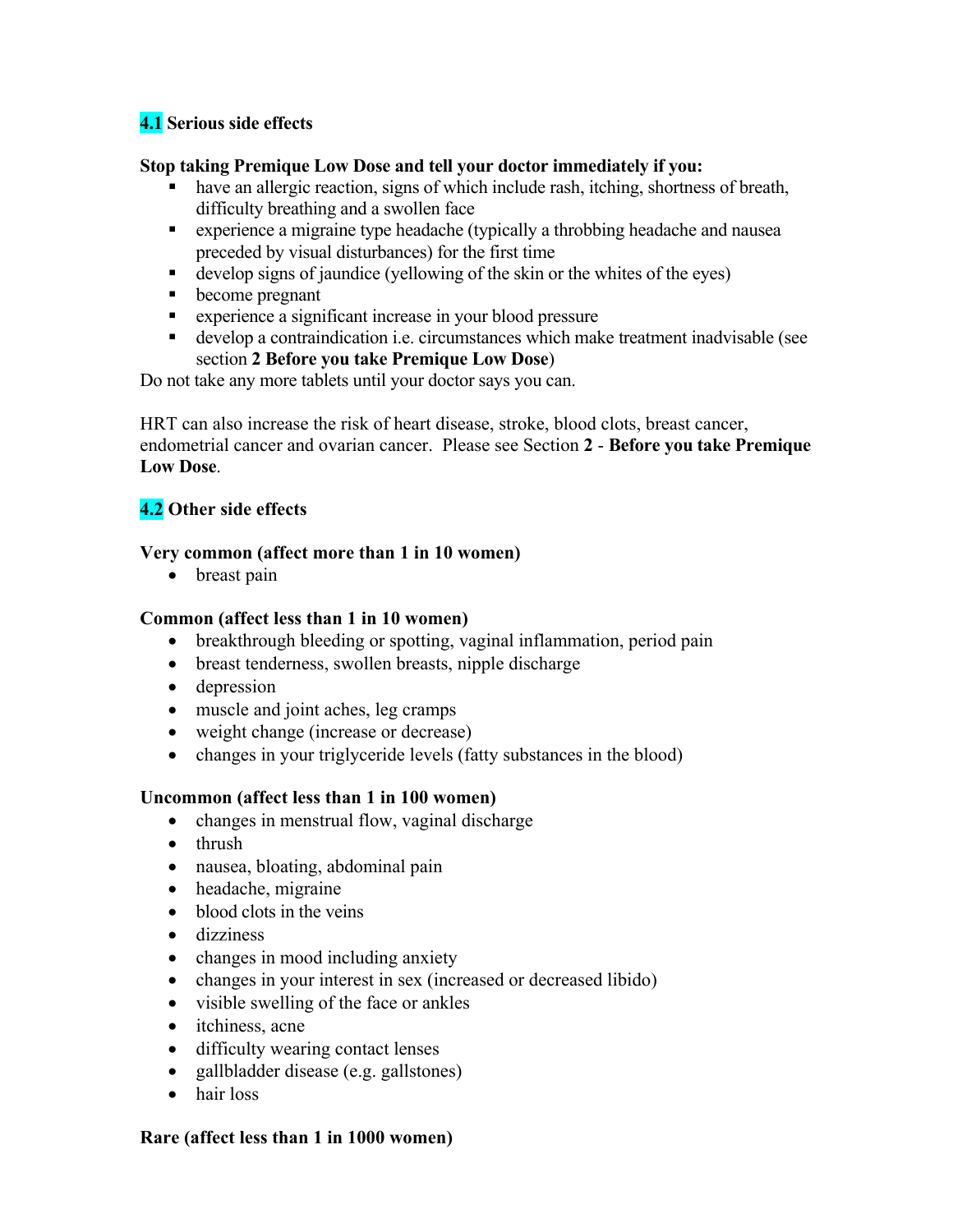### 4.1 Serious side effects

**Stop taking Premique Low Dose and tell your doctor immediately if you:**

- have an allergic reaction, signs of which include rash, itching, shortness of breath, difficulty breathing and a swollen face
- experience a migraine type headache (typically a throbbing headache and nausea preceded by visual disturbances) for the first time
- develop signs of jaundice (yellowing of the skin or the whites of the eyes)
- become pregnant
- experience a significant increase in your blood pressure
- develop a contraindication i.e. circumstances which make treatment inadvisable (see section **2 Before you take Premique Low Dose**)

Do not take any more tablets until your doctor says you can.

HRT can also increase the risk of heart disease, stroke, blood clots, breast cancer, endometrial cancer and ovarian cancer. Please see Section **2** - **Before you take Premique Low Dose**.

### 4.2 Other side effects

**Very common (affect more than 1 in 10 women)**

- breast pain

**Common (affect less than 1 in 10 women)**

- breakthrough bleeding or spotting, vaginal inflammation, period pain
- breast tenderness, swollen breasts, nipple discharge
- depression
- muscle and joint aches, leg cramps
- weight change (increase or decrease)
- changes in your triglyceride levels (fatty substances in the blood)

**Uncommon (affect less than 1 in 100 women)**

- changes in menstrual flow, vaginal discharge
- thrush
- nausea, bloating, abdominal pain
- headache, migraine
- blood clots in the veins
- dizziness
- changes in mood including anxiety
- changes in your interest in sex (increased or decreased libido)
- visible swelling of the face or ankles
- itchiness, acne
- difficulty wearing contact lenses
- gallbladder disease (e.g. gallstones)
- hair loss

**Rare (affect less than 1 in 1000 women)**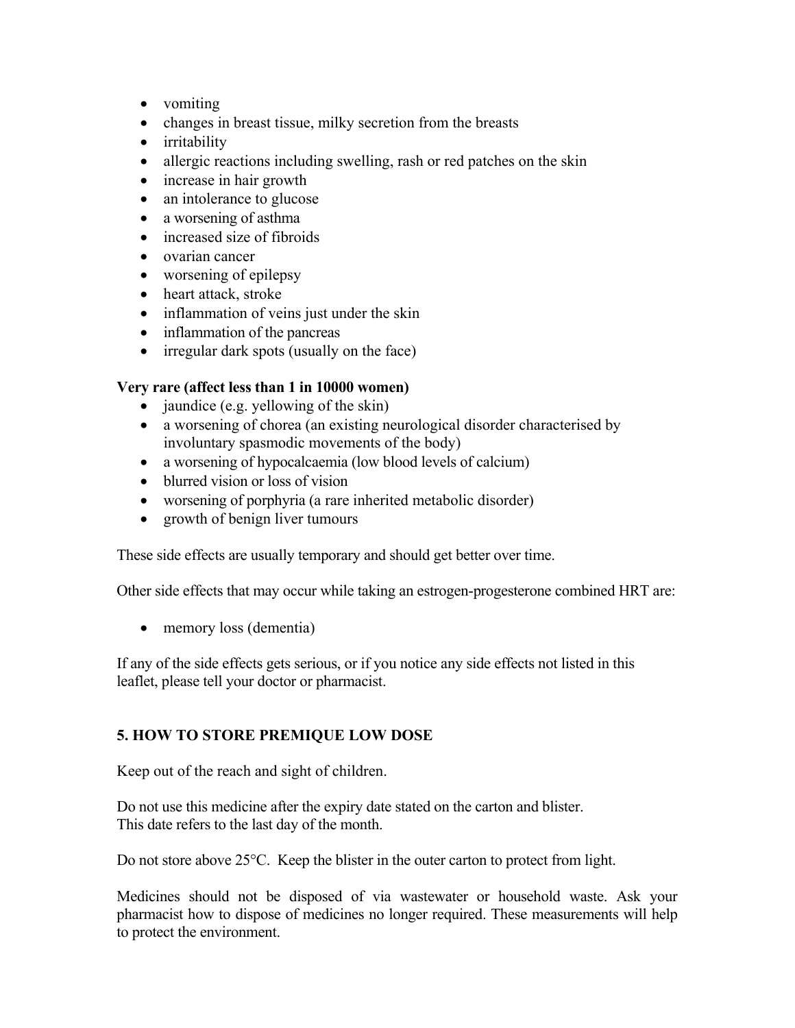- vomiting
- changes in breast tissue, milky secretion from the breasts
- irritability
- allergic reactions including swelling, rash or red patches on the skin
- increase in hair growth
- an intolerance to glucose
- a worsening of asthma
- increased size of fibroids
- ovarian cancer
- worsening of epilepsy
- heart attack, stroke
- inflammation of veins just under the skin
- inflammation of the pancreas
- irregular dark spots (usually on the face)

**Very rare (affect less than 1 in 10000 women)**

- jaundice (e.g. yellowing of the skin)
- a worsening of chorea (an existing neurological disorder characterised by involuntary spasmodic movements of the body)
- a worsening of hypocalcaemia (low blood levels of calcium)
- blurred vision or loss of vision
- worsening of porphyria (a rare inherited metabolic disorder)
- growth of benign liver tumours

These side effects are usually temporary and should get better over time.

Other side effects that may occur while taking an estrogen-progesterone combined HRT are:

- memory loss (dementia)

If any of the side effects gets serious, or if you notice any side effects not listed in this leaflet, please tell your doctor or pharmacist.

## 5. HOW TO STORE PREMIQUE LOW DOSE

Keep out of the reach and sight of children.

Do not use this medicine after the expiry date stated on the carton and blister. This date refers to the last day of the month.

Do not store above 25°C. Keep the blister in the outer carton to protect from light.

Medicines should not be disposed of via wastewater or household waste. Ask your pharmacist how to dispose of medicines no longer required. These measurements will help to protect the environment.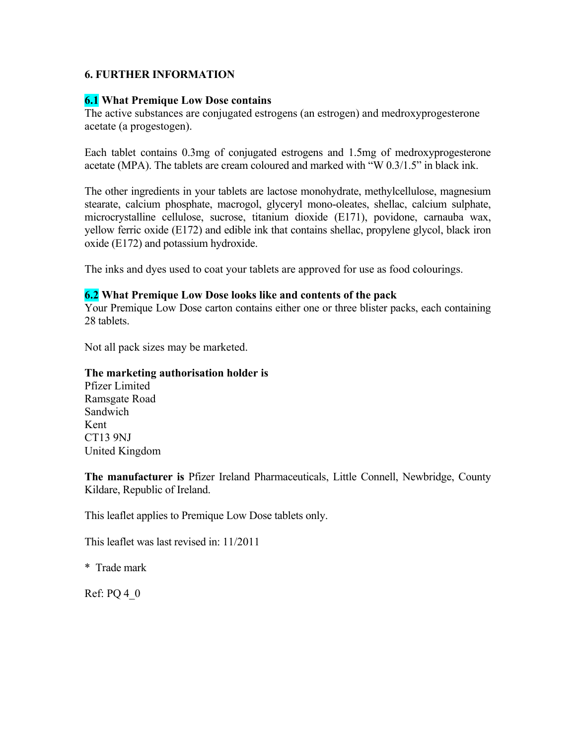## 6. FURTHER INFORMATION

### 6.1 What Premique Low Dose contains

The active substances are conjugated estrogens (an estrogen) and medroxyprogesterone acetate (a progestogen).

Each tablet contains 0.3mg of conjugated estrogens and 1.5mg of medroxyprogesterone acetate (MPA). The tablets are cream coloured and marked with "W 0.3/1.5" in black ink.

The other ingredients in your tablets are lactose monohydrate, methylcellulose, magnesium stearate, calcium phosphate, macrogol, glyceryl mono-oleates, shellac, calcium sulphate, microcrystalline cellulose, sucrose, titanium dioxide (E171), povidone, carnauba wax, yellow ferric oxide (E172) and edible ink that contains shellac, propylene glycol, black iron oxide (E172) and potassium hydroxide.

The inks and dyes used to coat your tablets are approved for use as food colourings.

### 6.2 What Premique Low Dose looks like and contents of the pack

Your Premique Low Dose carton contains either one or three blister packs, each containing 28 tablets.

Not all pack sizes may be marketed.

**The marketing authorisation holder is**
Pfizer Limited
Ramsgate Road
Sandwich
Kent
CT13 9NJ
United Kingdom

**The manufacturer is** Pfizer Ireland Pharmaceuticals, Little Connell, Newbridge, County Kildare, Republic of Ireland.

This leaflet applies to Premique Low Dose tablets only.

This leaflet was last revised in: 11/2011

* Trade mark

Ref: PQ 4_0